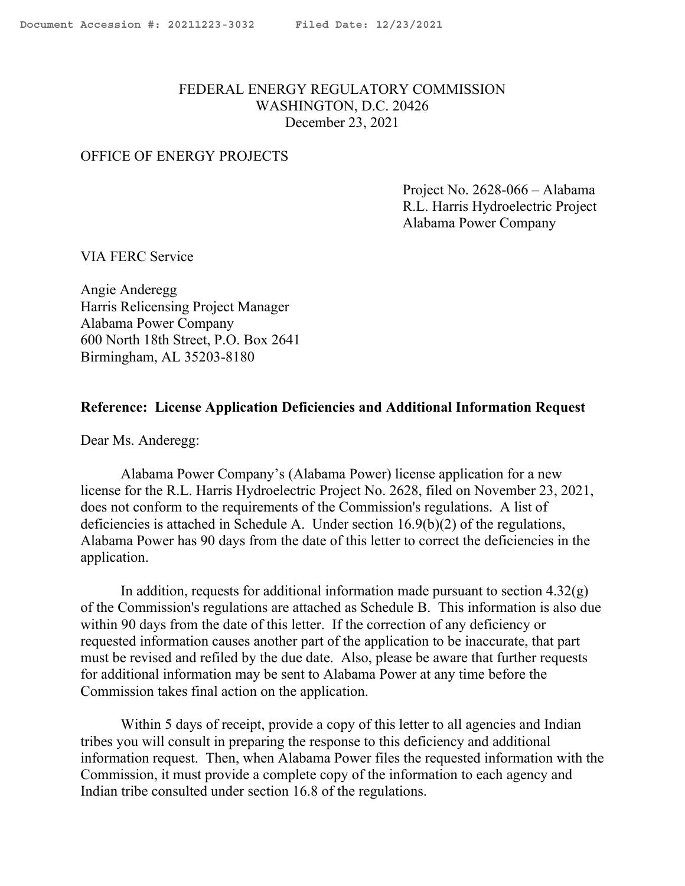FEDERAL ENERGY REGULATORY COMMISSION
WASHINGTON, D.C. 20426
December 23, 2021

OFFICE OF ENERGY PROJECTS

Project No. 2628-066 – Alabama
R.L. Harris Hydroelectric Project
Alabama Power Company

VIA FERC Service

Angie Anderegg
Harris Relicensing Project Manager
Alabama Power Company
600 North 18th Street, P.O. Box 2641
Birmingham, AL 35203-8180

**Reference: License Application Deficiencies and Additional Information Request**

Dear Ms. Anderegg:

Alabama Power Company's (Alabama Power) license application for a new license for the R.L. Harris Hydroelectric Project No. 2628, filed on November 23, 2021, does not conform to the requirements of the Commission's regulations. A list of deficiencies is attached in Schedule A. Under section 16.9(b)(2) of the regulations, Alabama Power has 90 days from the date of this letter to correct the deficiencies in the application.

In addition, requests for additional information made pursuant to section 4.32(g) of the Commission's regulations are attached as Schedule B. This information is also due within 90 days from the date of this letter. If the correction of any deficiency or requested information causes another part of the application to be inaccurate, that part must be revised and refiled by the due date. Also, please be aware that further requests for additional information may be sent to Alabama Power at any time before the Commission takes final action on the application.

Within 5 days of receipt, provide a copy of this letter to all agencies and Indian tribes you will consult in preparing the response to this deficiency and additional information request. Then, when Alabama Power files the requested information with the Commission, it must provide a complete copy of the information to each agency and Indian tribe consulted under section 16.8 of the regulations.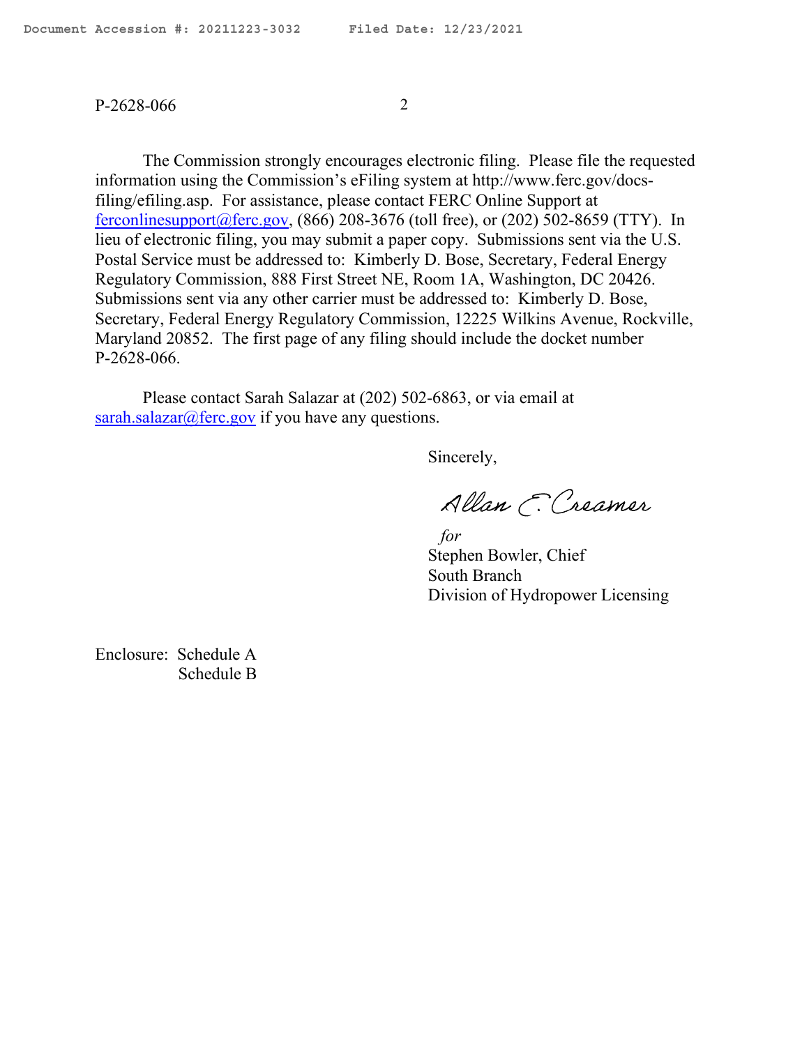The Commission strongly encourages electronic filing. Please file the requested information using the Commission's eFiling system at http://www.ferc.gov/docs-filing/efiling.asp. For assistance, please contact FERC Online Support at ferconlinesupport@ferc.gov, (866) 208-3676 (toll free), or (202) 502-8659 (TTY). In lieu of electronic filing, you may submit a paper copy. Submissions sent via the U.S. Postal Service must be addressed to: Kimberly D. Bose, Secretary, Federal Energy Regulatory Commission, 888 First Street NE, Room 1A, Washington, DC 20426. Submissions sent via any other carrier must be addressed to: Kimberly D. Bose, Secretary, Federal Energy Regulatory Commission, 12225 Wilkins Avenue, Rockville, Maryland 20852. The first page of any filing should include the docket number P-2628-066.

Please contact Sarah Salazar at (202) 502-6863, or via email at sarah.salazar@ferc.gov if you have any questions.

Sincerely,

Allan E. Creamer

*for*
Stephen Bowler, Chief
South Branch
Division of Hydropower Licensing

Enclosure: Schedule A
Schedule B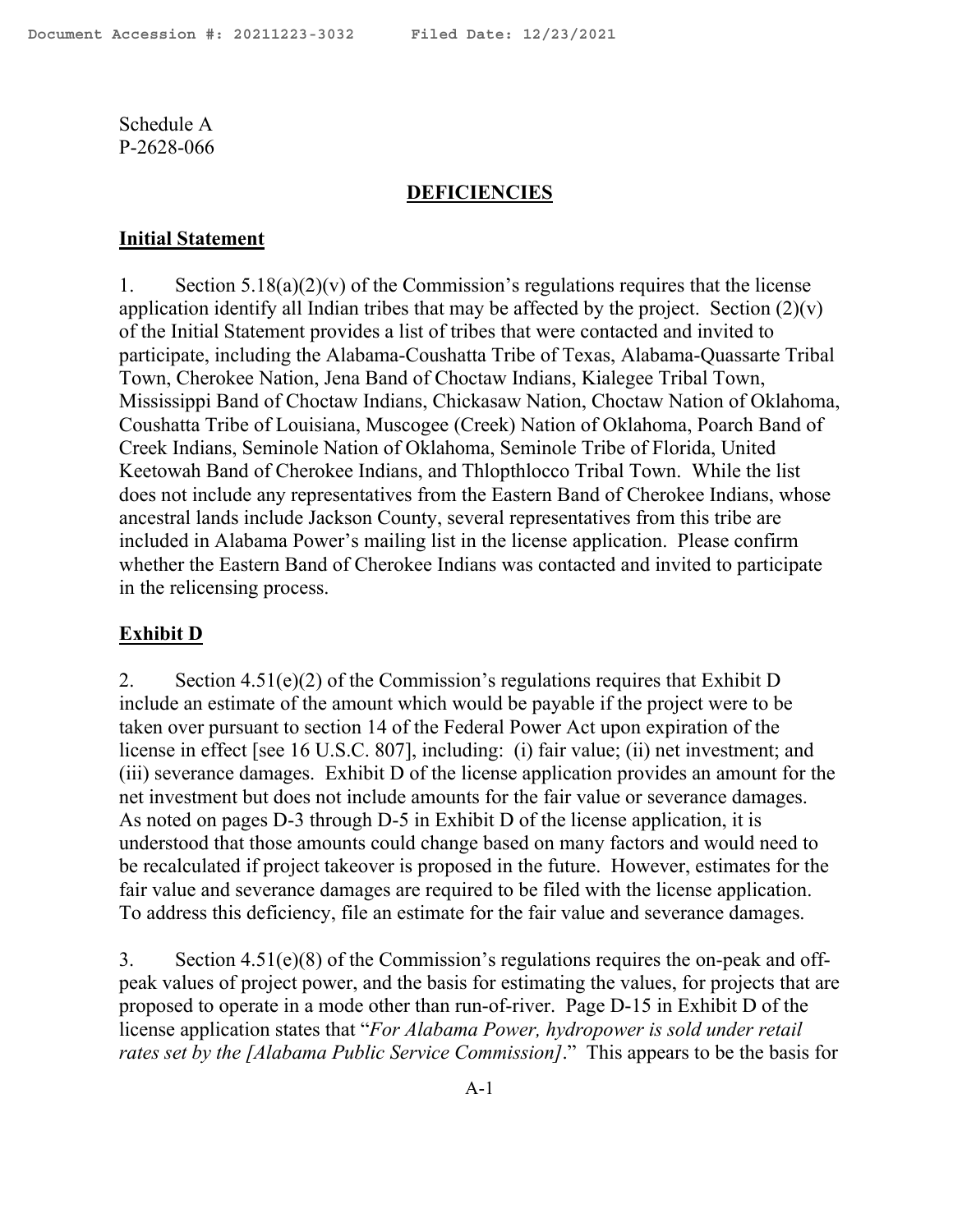Schedule A
P-2628-066

## DEFICIENCIES

### Initial Statement

1. Section 5.18(a)(2)(v) of the Commission's regulations requires that the license application identify all Indian tribes that may be affected by the project. Section (2)(v) of the Initial Statement provides a list of tribes that were contacted and invited to participate, including the Alabama-Coushatta Tribe of Texas, Alabama-Quassarte Tribal Town, Cherokee Nation, Jena Band of Choctaw Indians, Kialegee Tribal Town, Mississippi Band of Choctaw Indians, Chickasaw Nation, Choctaw Nation of Oklahoma, Coushatta Tribe of Louisiana, Muscogee (Creek) Nation of Oklahoma, Poarch Band of Creek Indians, Seminole Nation of Oklahoma, Seminole Tribe of Florida, United Keetowah Band of Cherokee Indians, and Thlopthlocco Tribal Town. While the list does not include any representatives from the Eastern Band of Cherokee Indians, whose ancestral lands include Jackson County, several representatives from this tribe are included in Alabama Power's mailing list in the license application. Please confirm whether the Eastern Band of Cherokee Indians was contacted and invited to participate in the relicensing process.

### Exhibit D

2. Section 4.51(e)(2) of the Commission's regulations requires that Exhibit D include an estimate of the amount which would be payable if the project were to be taken over pursuant to section 14 of the Federal Power Act upon expiration of the license in effect [see 16 U.S.C. 807], including: (i) fair value; (ii) net investment; and (iii) severance damages. Exhibit D of the license application provides an amount for the net investment but does not include amounts for the fair value or severance damages. As noted on pages D-3 through D-5 in Exhibit D of the license application, it is understood that those amounts could change based on many factors and would need to be recalculated if project takeover is proposed in the future. However, estimates for the fair value and severance damages are required to be filed with the license application. To address this deficiency, file an estimate for the fair value and severance damages.

3. Section 4.51(e)(8) of the Commission's regulations requires the on-peak and off-peak values of project power, and the basis for estimating the values, for projects that are proposed to operate in a mode other than run-of-river. Page D-15 in Exhibit D of the license application states that "*For Alabama Power, hydropower is sold under retail rates set by the [Alabama Public Service Commission]*." This appears to be the basis for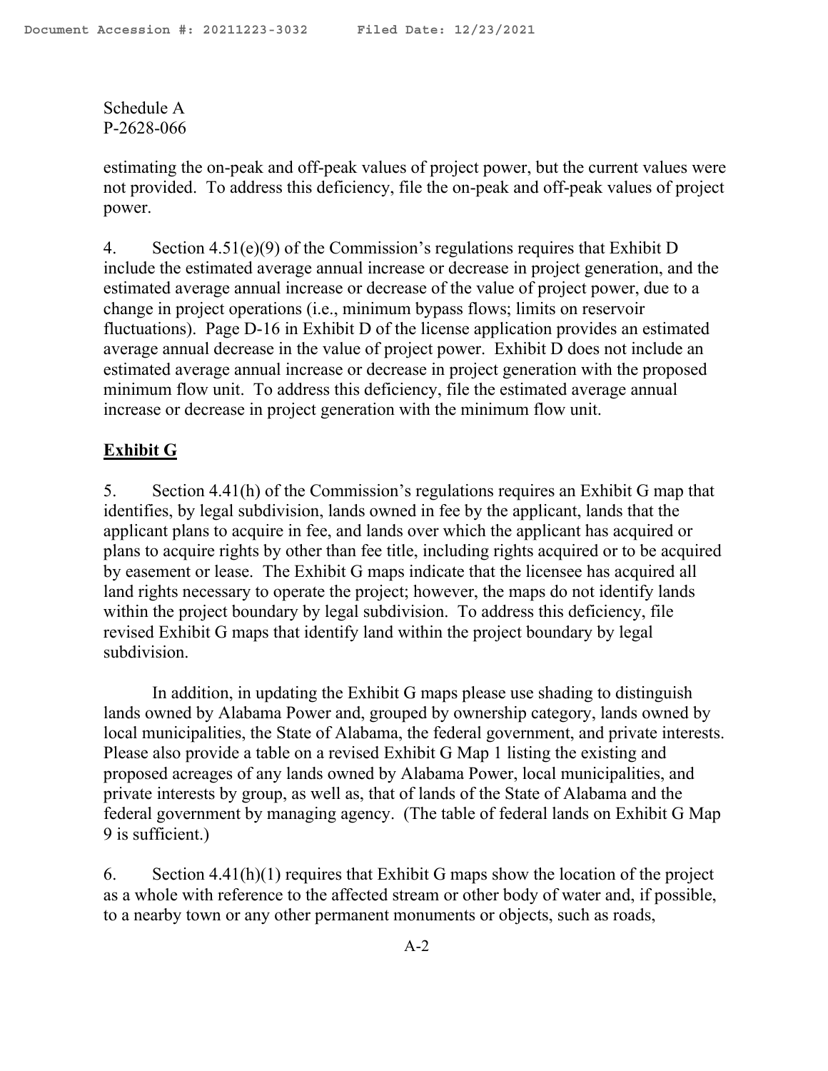estimating the on-peak and off-peak values of project power, but the current values were not provided. To address this deficiency, file the on-peak and off-peak values of project power.

4. Section 4.51(e)(9) of the Commission's regulations requires that Exhibit D include the estimated average annual increase or decrease in project generation, and the estimated average annual increase or decrease of the value of project power, due to a change in project operations (i.e., minimum bypass flows; limits on reservoir fluctuations). Page D-16 in Exhibit D of the license application provides an estimated average annual decrease in the value of project power. Exhibit D does not include an estimated average annual increase or decrease in project generation with the proposed minimum flow unit. To address this deficiency, file the estimated average annual increase or decrease in project generation with the minimum flow unit.

**Exhibit G**

5. Section 4.41(h) of the Commission's regulations requires an Exhibit G map that identifies, by legal subdivision, lands owned in fee by the applicant, lands that the applicant plans to acquire in fee, and lands over which the applicant has acquired or plans to acquire rights by other than fee title, including rights acquired or to be acquired by easement or lease. The Exhibit G maps indicate that the licensee has acquired all land rights necessary to operate the project; however, the maps do not identify lands within the project boundary by legal subdivision. To address this deficiency, file revised Exhibit G maps that identify land within the project boundary by legal subdivision.

In addition, in updating the Exhibit G maps please use shading to distinguish lands owned by Alabama Power and, grouped by ownership category, lands owned by local municipalities, the State of Alabama, the federal government, and private interests. Please also provide a table on a revised Exhibit G Map 1 listing the existing and proposed acreages of any lands owned by Alabama Power, local municipalities, and private interests by group, as well as, that of lands of the State of Alabama and the federal government by managing agency. (The table of federal lands on Exhibit G Map 9 is sufficient.)

6. Section 4.41(h)(1) requires that Exhibit G maps show the location of the project as a whole with reference to the affected stream or other body of water and, if possible, to a nearby town or any other permanent monuments or objects, such as roads,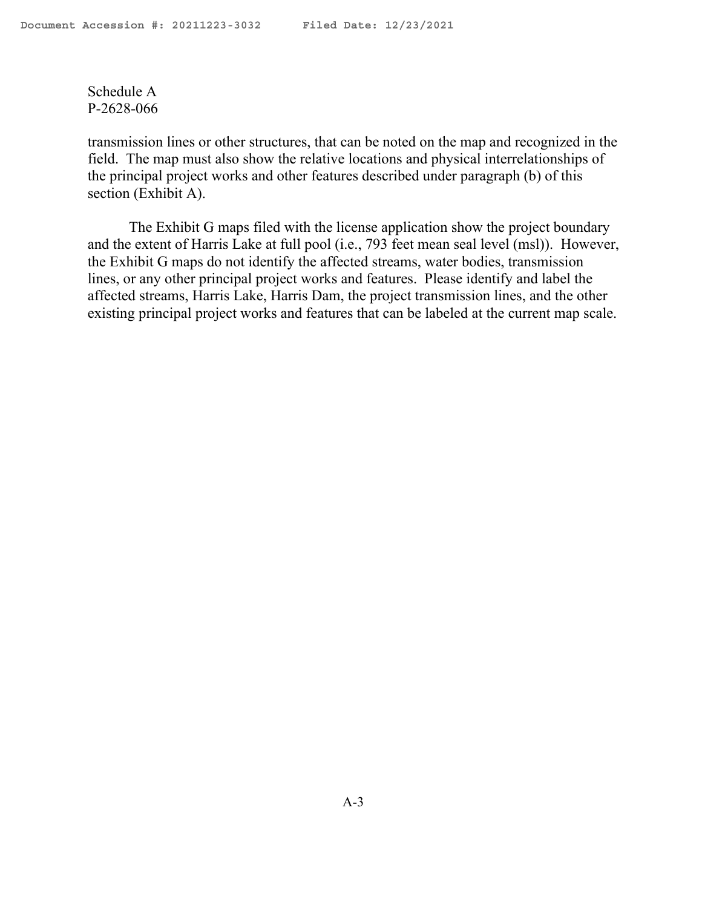Schedule A
P-2628-066

transmission lines or other structures, that can be noted on the map and recognized in the field. The map must also show the relative locations and physical interrelationships of the principal project works and other features described under paragraph (b) of this section (Exhibit A).

The Exhibit G maps filed with the license application show the project boundary and the extent of Harris Lake at full pool (i.e., 793 feet mean seal level (msl)). However, the Exhibit G maps do not identify the affected streams, water bodies, transmission lines, or any other principal project works and features. Please identify and label the affected streams, Harris Lake, Harris Dam, the project transmission lines, and the other existing principal project works and features that can be labeled at the current map scale.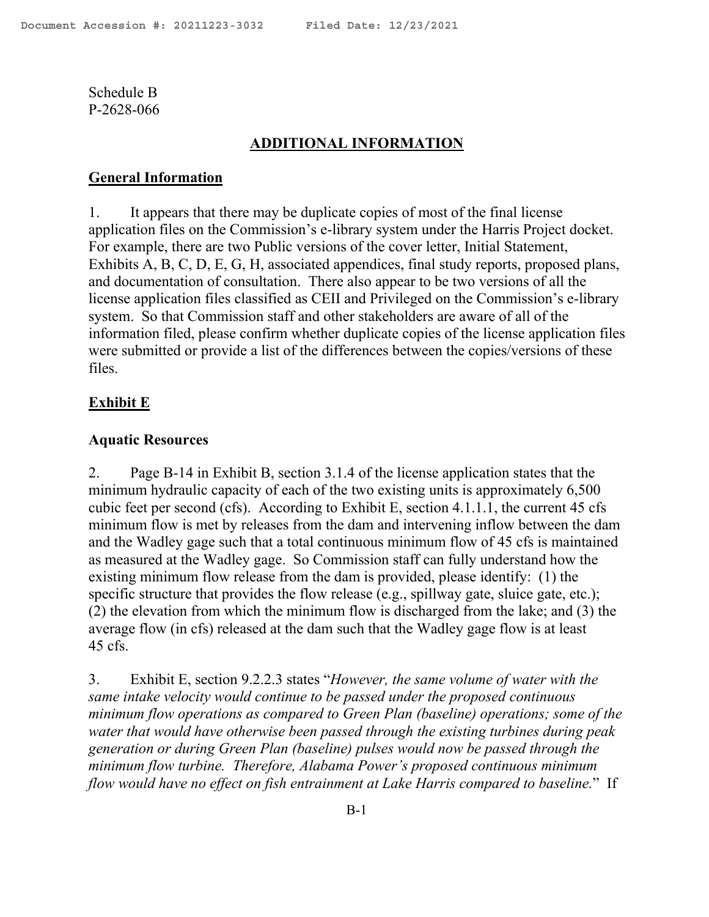Schedule B
P-2628-066

## ADDITIONAL INFORMATION

### General Information

1. It appears that there may be duplicate copies of most of the final license application files on the Commission's e-library system under the Harris Project docket. For example, there are two Public versions of the cover letter, Initial Statement, Exhibits A, B, C, D, E, G, H, associated appendices, final study reports, proposed plans, and documentation of consultation. There also appear to be two versions of all the license application files classified as CEII and Privileged on the Commission's e-library system. So that Commission staff and other stakeholders are aware of all of the information filed, please confirm whether duplicate copies of the license application files were submitted or provide a list of the differences between the copies/versions of these files.

### Exhibit E

#### Aquatic Resources

2. Page B-14 in Exhibit B, section 3.1.4 of the license application states that the minimum hydraulic capacity of each of the two existing units is approximately 6,500 cubic feet per second (cfs). According to Exhibit E, section 4.1.1.1, the current 45 cfs minimum flow is met by releases from the dam and intervening inflow between the dam and the Wadley gage such that a total continuous minimum flow of 45 cfs is maintained as measured at the Wadley gage. So Commission staff can fully understand how the existing minimum flow release from the dam is provided, please identify: (1) the specific structure that provides the flow release (e.g., spillway gate, sluice gate, etc.); (2) the elevation from which the minimum flow is discharged from the lake; and (3) the average flow (in cfs) released at the dam such that the Wadley gage flow is at least 45 cfs.

3. Exhibit E, section 9.2.2.3 states "*However, the same volume of water with the same intake velocity would continue to be passed under the proposed continuous minimum flow operations as compared to Green Plan (baseline) operations; some of the water that would have otherwise been passed through the existing turbines during peak generation or during Green Plan (baseline) pulses would now be passed through the minimum flow turbine. Therefore, Alabama Power's proposed continuous minimum flow would have no effect on fish entrainment at Lake Harris compared to baseline.*" If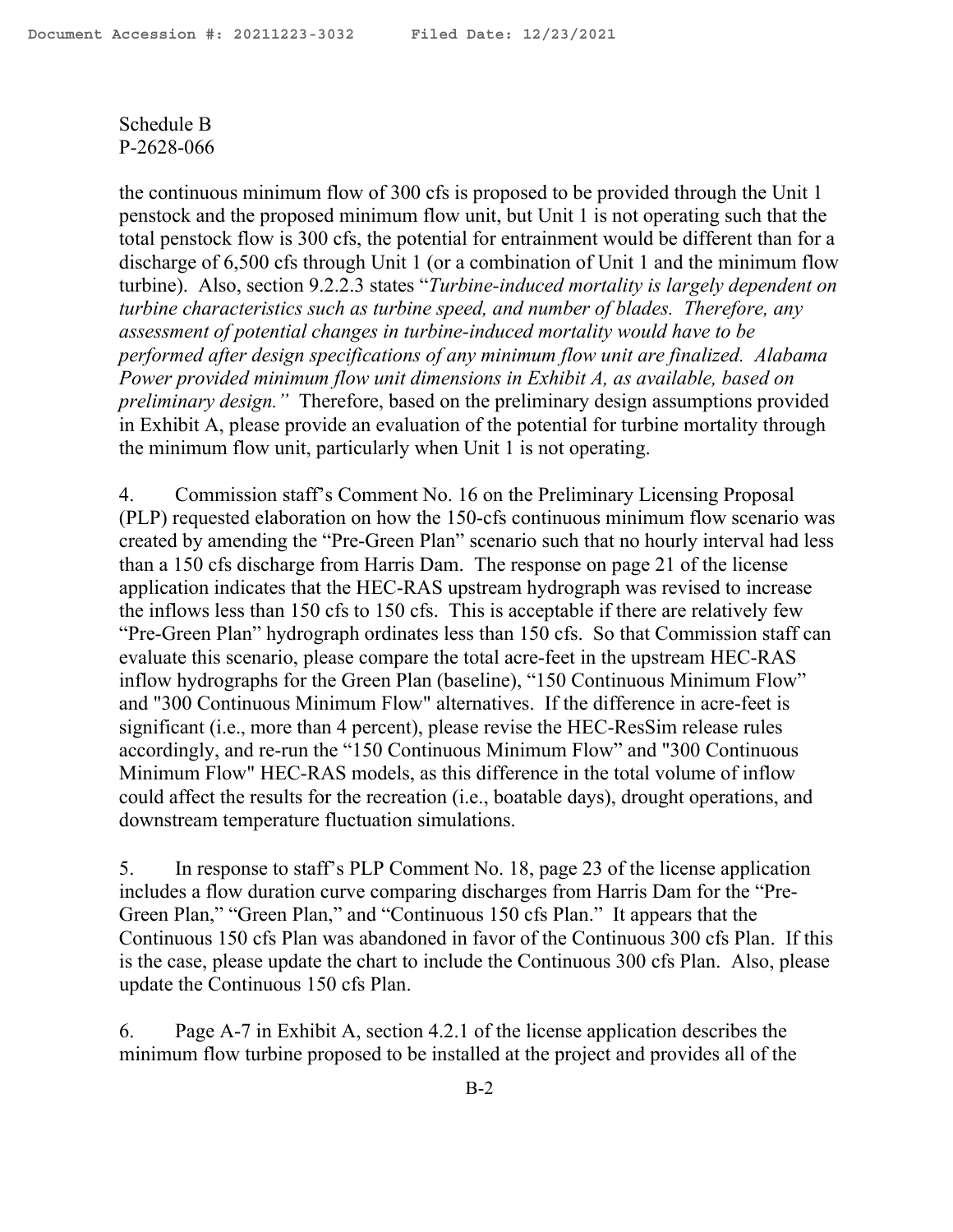Schedule B
P-2628-066

the continuous minimum flow of 300 cfs is proposed to be provided through the Unit 1 penstock and the proposed minimum flow unit, but Unit 1 is not operating such that the total penstock flow is 300 cfs, the potential for entrainment would be different than for a discharge of 6,500 cfs through Unit 1 (or a combination of Unit 1 and the minimum flow turbine). Also, section 9.2.2.3 states "*Turbine-induced mortality is largely dependent on turbine characteristics such as turbine speed, and number of blades. Therefore, any assessment of potential changes in turbine-induced mortality would have to be performed after design specifications of any minimum flow unit are finalized. Alabama Power provided minimum flow unit dimensions in Exhibit A, as available, based on preliminary design.*" Therefore, based on the preliminary design assumptions provided in Exhibit A, please provide an evaluation of the potential for turbine mortality through the minimum flow unit, particularly when Unit 1 is not operating.

4. Commission staff's Comment No. 16 on the Preliminary Licensing Proposal (PLP) requested elaboration on how the 150-cfs continuous minimum flow scenario was created by amending the "Pre-Green Plan" scenario such that no hourly interval had less than a 150 cfs discharge from Harris Dam. The response on page 21 of the license application indicates that the HEC-RAS upstream hydrograph was revised to increase the inflows less than 150 cfs to 150 cfs. This is acceptable if there are relatively few "Pre-Green Plan" hydrograph ordinates less than 150 cfs. So that Commission staff can evaluate this scenario, please compare the total acre-feet in the upstream HEC-RAS inflow hydrographs for the Green Plan (baseline), "150 Continuous Minimum Flow" and "300 Continuous Minimum Flow" alternatives. If the difference in acre-feet is significant (i.e., more than 4 percent), please revise the HEC-ResSim release rules accordingly, and re-run the "150 Continuous Minimum Flow" and "300 Continuous Minimum Flow" HEC-RAS models, as this difference in the total volume of inflow could affect the results for the recreation (i.e., boatable days), drought operations, and downstream temperature fluctuation simulations.

5. In response to staff's PLP Comment No. 18, page 23 of the license application includes a flow duration curve comparing discharges from Harris Dam for the "Pre-Green Plan," "Green Plan," and "Continuous 150 cfs Plan." It appears that the Continuous 150 cfs Plan was abandoned in favor of the Continuous 300 cfs Plan. If this is the case, please update the chart to include the Continuous 300 cfs Plan. Also, please update the Continuous 150 cfs Plan.

6. Page A-7 in Exhibit A, section 4.2.1 of the license application describes the minimum flow turbine proposed to be installed at the project and provides all of the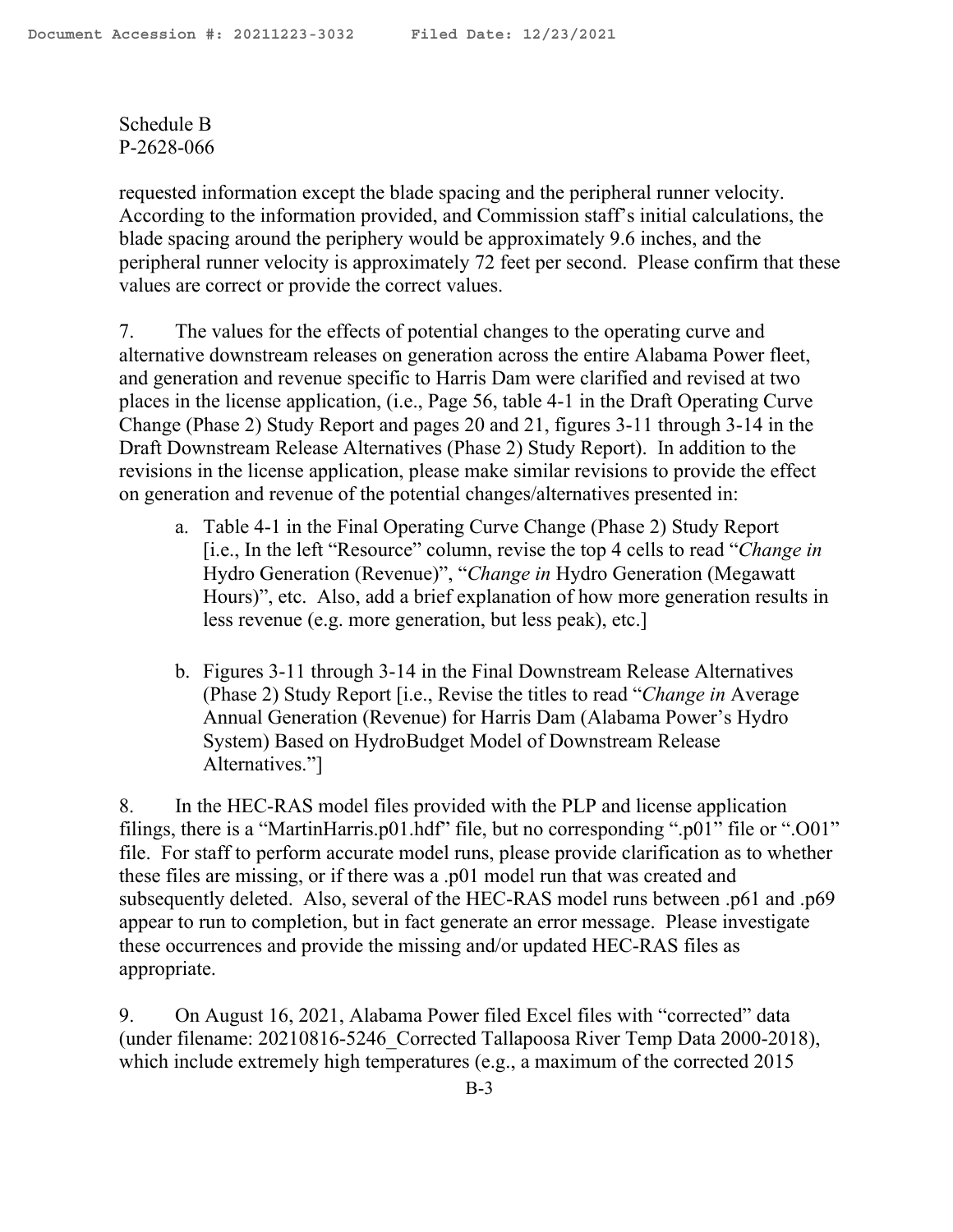Schedule B
P-2628-066

requested information except the blade spacing and the peripheral runner velocity. According to the information provided, and Commission staff's initial calculations, the blade spacing around the periphery would be approximately 9.6 inches, and the peripheral runner velocity is approximately 72 feet per second. Please confirm that these values are correct or provide the correct values.

7. The values for the effects of potential changes to the operating curve and alternative downstream releases on generation across the entire Alabama Power fleet, and generation and revenue specific to Harris Dam were clarified and revised at two places in the license application, (i.e., Page 56, table 4-1 in the Draft Operating Curve Change (Phase 2) Study Report and pages 20 and 21, figures 3-11 through 3-14 in the Draft Downstream Release Alternatives (Phase 2) Study Report). In addition to the revisions in the license application, please make similar revisions to provide the effect on generation and revenue of the potential changes/alternatives presented in:

   a. Table 4-1 in the Final Operating Curve Change (Phase 2) Study Report [i.e., In the left "Resource" column, revise the top 4 cells to read "*Change in* Hydro Generation (Revenue)", "*Change in* Hydro Generation (Megawatt Hours)", etc. Also, add a brief explanation of how more generation results in less revenue (e.g. more generation, but less peak), etc.]

   b. Figures 3-11 through 3-14 in the Final Downstream Release Alternatives (Phase 2) Study Report [i.e., Revise the titles to read "*Change in* Average Annual Generation (Revenue) for Harris Dam (Alabama Power's Hydro System) Based on HydroBudget Model of Downstream Release Alternatives."]

8. In the HEC-RAS model files provided with the PLP and license application filings, there is a "MartinHarris.p01.hdf" file, but no corresponding ".p01" file or ".O01" file. For staff to perform accurate model runs, please provide clarification as to whether these files are missing, or if there was a .p01 model run that was created and subsequently deleted. Also, several of the HEC-RAS model runs between .p61 and .p69 appear to run to completion, but in fact generate an error message. Please investigate these occurrences and provide the missing and/or updated HEC-RAS files as appropriate.

9. On August 16, 2021, Alabama Power filed Excel files with "corrected" data (under filename: 20210816-5246_Corrected Tallapoosa River Temp Data 2000-2018), which include extremely high temperatures (e.g., a maximum of the corrected 2015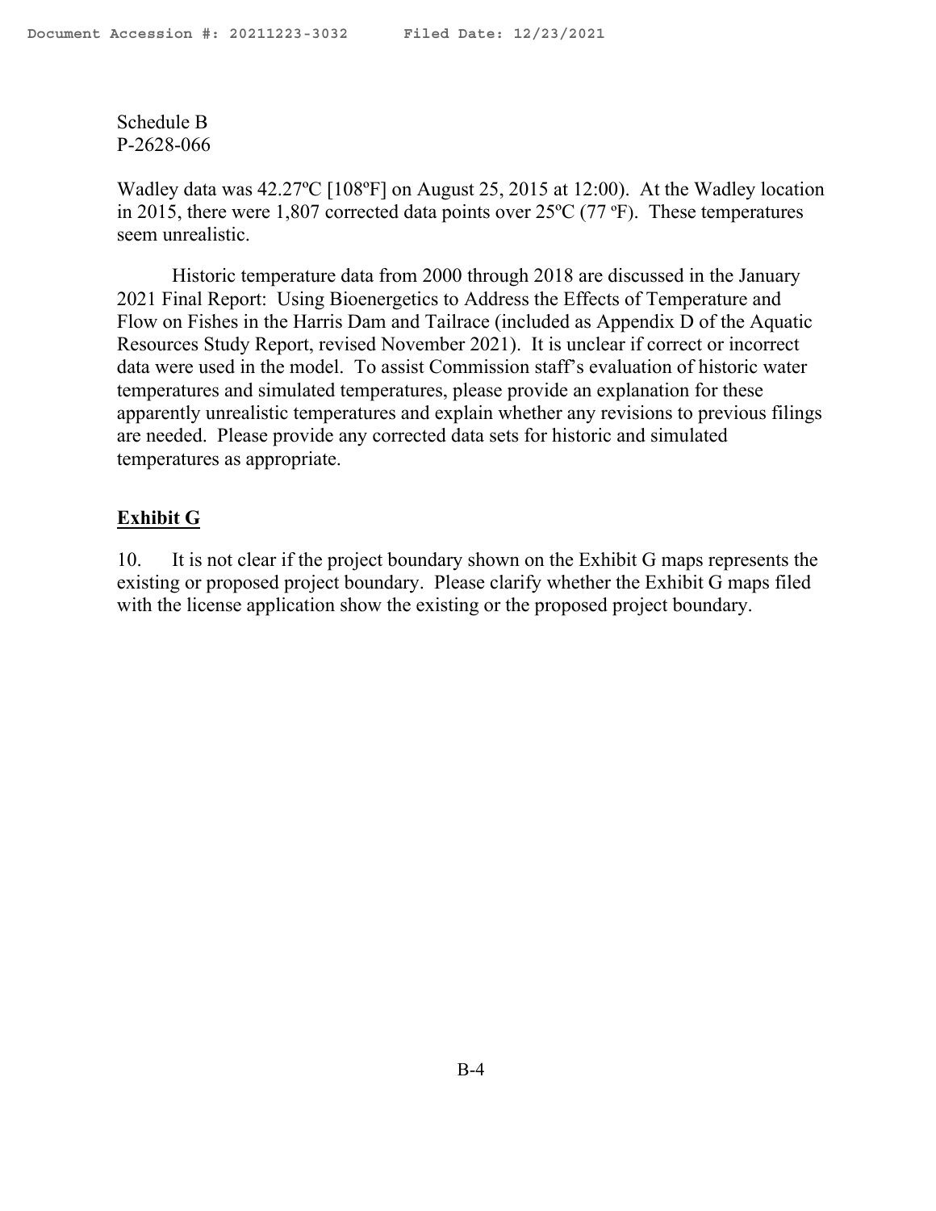Schedule B
P-2628-066

Wadley data was 42.27ºC [108ºF] on August 25, 2015 at 12:00). At the Wadley location in 2015, there were 1,807 corrected data points over 25ºC (77 ºF). These temperatures seem unrealistic.

Historic temperature data from 2000 through 2018 are discussed in the January 2021 Final Report: Using Bioenergetics to Address the Effects of Temperature and Flow on Fishes in the Harris Dam and Tailrace (included as Appendix D of the Aquatic Resources Study Report, revised November 2021). It is unclear if correct or incorrect data were used in the model. To assist Commission staff's evaluation of historic water temperatures and simulated temperatures, please provide an explanation for these apparently unrealistic temperatures and explain whether any revisions to previous filings are needed. Please provide any corrected data sets for historic and simulated temperatures as appropriate.

**Exhibit G**

10. It is not clear if the project boundary shown on the Exhibit G maps represents the existing or proposed project boundary. Please clarify whether the Exhibit G maps filed with the license application show the existing or the proposed project boundary.